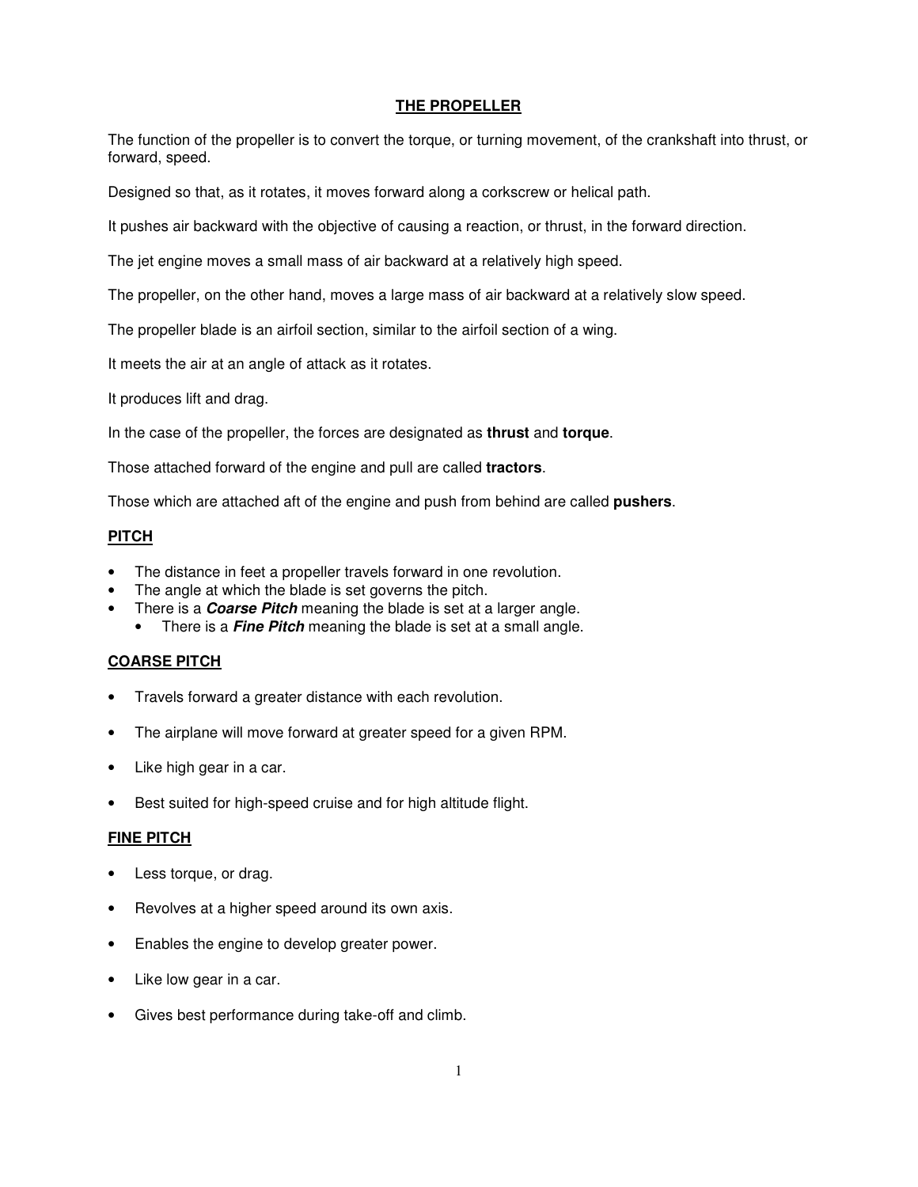# THE PROPELLER

The function of the propeller is to convert the torque, or turning movement, of the crankshaft into thrust, or forward, speed.

Designed so that, as it rotates, it moves forward along a corkscrew or helical path.

It pushes air backward with the objective of causing a reaction, or thrust, in the forward direction.

The jet engine moves a small mass of air backward at a relatively high speed.

The propeller, on the other hand, moves a large mass of air backward at a relatively slow speed.

The propeller blade is an airfoil section, similar to the airfoil section of a wing.

It meets the air at an angle of attack as it rotates.

It produces lift and drag.

In the case of the propeller, the forces are designated as **thrust** and **torque**.

Those attached forward of the engine and pull are called **tractors**.

Those which are attached aft of the engine and push from behind are called **pushers**.

## PITCH

- The distance in feet a propeller travels forward in one revolution.
- The angle at which the blade is set governs the pitch.
- There is a ***Coarse Pitch*** meaning the blade is set at a larger angle.
  - There is a ***Fine Pitch*** meaning the blade is set at a small angle.

## COARSE PITCH

- Travels forward a greater distance with each revolution.
- The airplane will move forward at greater speed for a given RPM.
- Like high gear in a car.
- Best suited for high-speed cruise and for high altitude flight.

## FINE PITCH

- Less torque, or drag.
- Revolves at a higher speed around its own axis.
- Enables the engine to develop greater power.
- Like low gear in a car.
- Gives best performance during take-off and climb.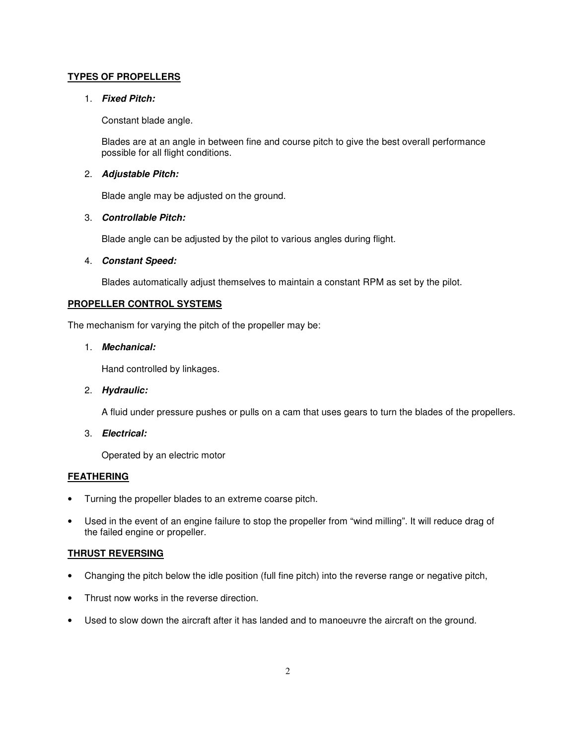## TYPES OF PROPELLERS

1. ***Fixed Pitch:***

   Constant blade angle.

   Blades are at an angle in between fine and course pitch to give the best overall performance possible for all flight conditions.

2. ***Adjustable Pitch:***

   Blade angle may be adjusted on the ground.

3. ***Controllable Pitch:***

   Blade angle can be adjusted by the pilot to various angles during flight.

4. ***Constant Speed:***

   Blades automatically adjust themselves to maintain a constant RPM as set by the pilot.

## PROPELLER CONTROL SYSTEMS

The mechanism for varying the pitch of the propeller may be:

1. ***Mechanical:***

   Hand controlled by linkages.

2. ***Hydraulic:***

   A fluid under pressure pushes or pulls on a cam that uses gears to turn the blades of the propellers.

3. ***Electrical:***

   Operated by an electric motor

## FEATHERING

- Turning the propeller blades to an extreme coarse pitch.
- Used in the event of an engine failure to stop the propeller from "wind milling". It will reduce drag of the failed engine or propeller.

## THRUST REVERSING

- Changing the pitch below the idle position (full fine pitch) into the reverse range or negative pitch,
- Thrust now works in the reverse direction.
- Used to slow down the aircraft after it has landed and to manoeuvre the aircraft on the ground.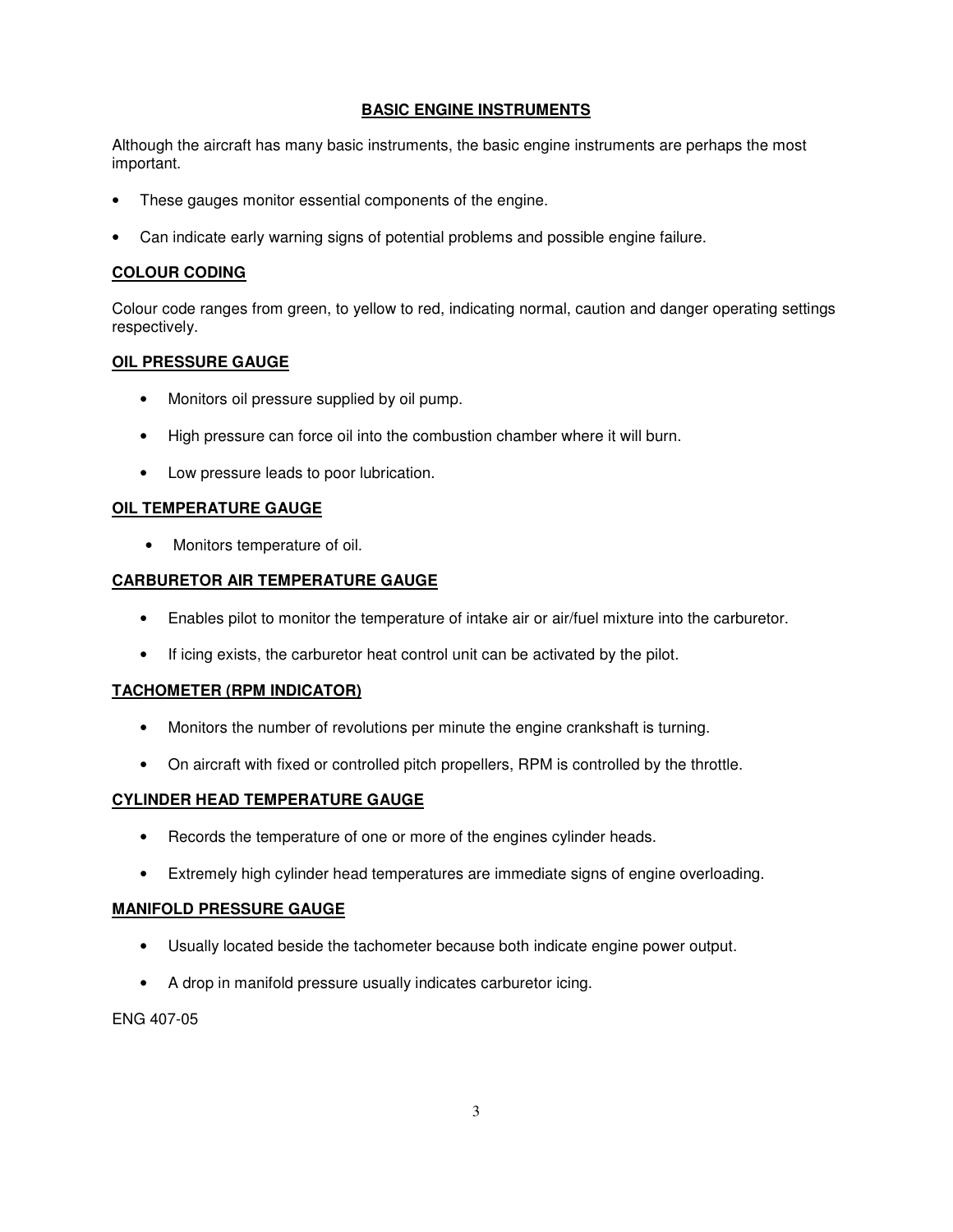# BASIC ENGINE INSTRUMENTS

Although the aircraft has many basic instruments, the basic engine instruments are perhaps the most important.

- These gauges monitor essential components of the engine.
- Can indicate early warning signs of potential problems and possible engine failure.

## COLOUR CODING

Colour code ranges from green, to yellow to red, indicating normal, caution and danger operating settings respectively.

## OIL PRESSURE GAUGE

- Monitors oil pressure supplied by oil pump.
- High pressure can force oil into the combustion chamber where it will burn.
- Low pressure leads to poor lubrication.

## OIL TEMPERATURE GAUGE

- Monitors temperature of oil.

## CARBURETOR AIR TEMPERATURE GAUGE

- Enables pilot to monitor the temperature of intake air or air/fuel mixture into the carburetor.
- If icing exists, the carburetor heat control unit can be activated by the pilot.

## TACHOMETER (RPM INDICATOR)

- Monitors the number of revolutions per minute the engine crankshaft is turning.
- On aircraft with fixed or controlled pitch propellers, RPM is controlled by the throttle.

## CYLINDER HEAD TEMPERATURE GAUGE

- Records the temperature of one or more of the engines cylinder heads.
- Extremely high cylinder head temperatures are immediate signs of engine overloading.

## MANIFOLD PRESSURE GAUGE

- Usually located beside the tachometer because both indicate engine power output.
- A drop in manifold pressure usually indicates carburetor icing.

ENG 407-05